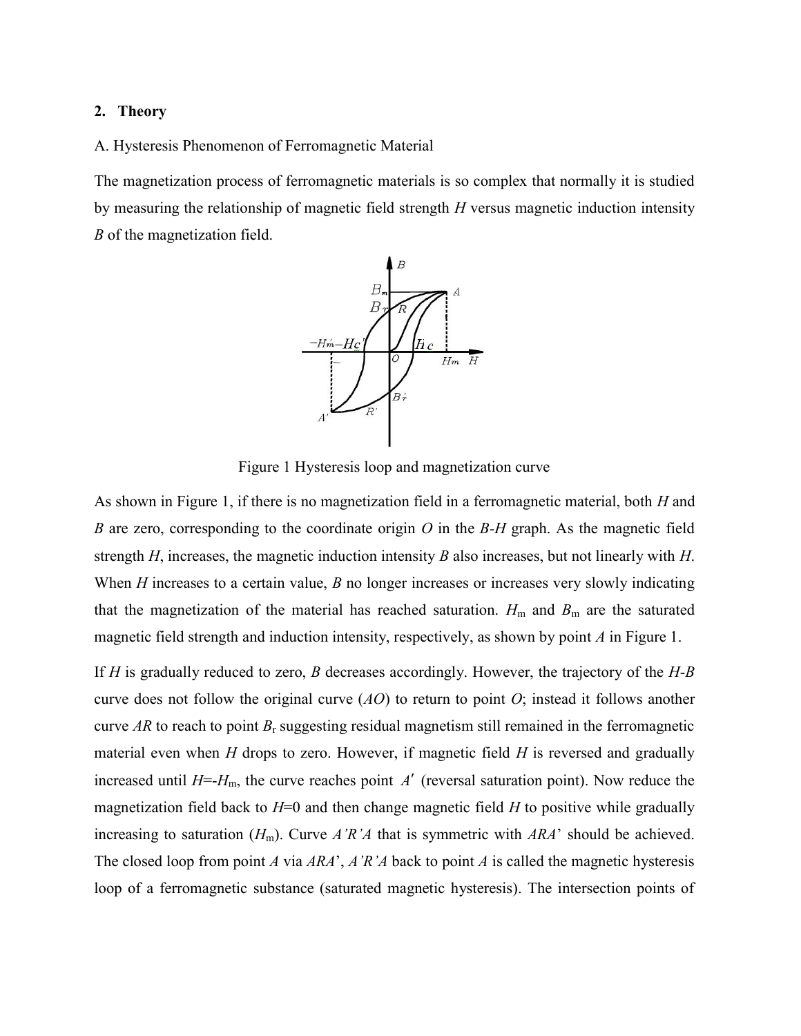## 2. Theory

A. Hysteresis Phenomenon of Ferromagnetic Material

The magnetization process of ferromagnetic materials is so complex that normally it is studied by measuring the relationship of magnetic field strength $H$ versus magnetic induction intensity $B$ of the magnetization field.

B
$B_m$
$B_r$
R
A
$-H_m$
$-H_c'$
$H_c$
O
$H_m$
H
$B_r'$
R'
A'

Figure 1 Hysteresis loop and magnetization curve

As shown in Figure 1, if there is no magnetization field in a ferromagnetic material, both $H$ and $B$ are zero, corresponding to the coordinate origin $O$ in the $B$-$H$ graph. As the magnetic field strength $H$, increases, the magnetic induction intensity $B$ also increases, but not linearly with $H$. When $H$ increases to a certain value, $B$ no longer increases or increases very slowly indicating that the magnetization of the material has reached saturation. $H_m$ and $B_m$ are the saturated magnetic field strength and induction intensity, respectively, as shown by point $A$ in Figure 1.

If $H$ is gradually reduced to zero, $B$ decreases accordingly. However, the trajectory of the $H$-$B$ curve does not follow the original curve ($AO$) to return to point $O$; instead it follows another curve $AR$ to reach to point $B_r$ suggesting residual magnetism still remained in the ferromagnetic material even when $H$ drops to zero. However, if magnetic field $H$ is reversed and gradually increased until $H$=-$H_m$, the curve reaches point $A'$ (reversal saturation point). Now reduce the magnetization field back to $H$=0 and then change magnetic field $H$ to positive while gradually increasing to saturation ($H_m$). Curve $A'R'A$ that is symmetric with $ARA'$ should be achieved. The closed loop from point $A$ via $ARA'$, $A'R'A$ back to point $A$ is called the magnetic hysteresis loop of a ferromagnetic substance (saturated magnetic hysteresis). The intersection points of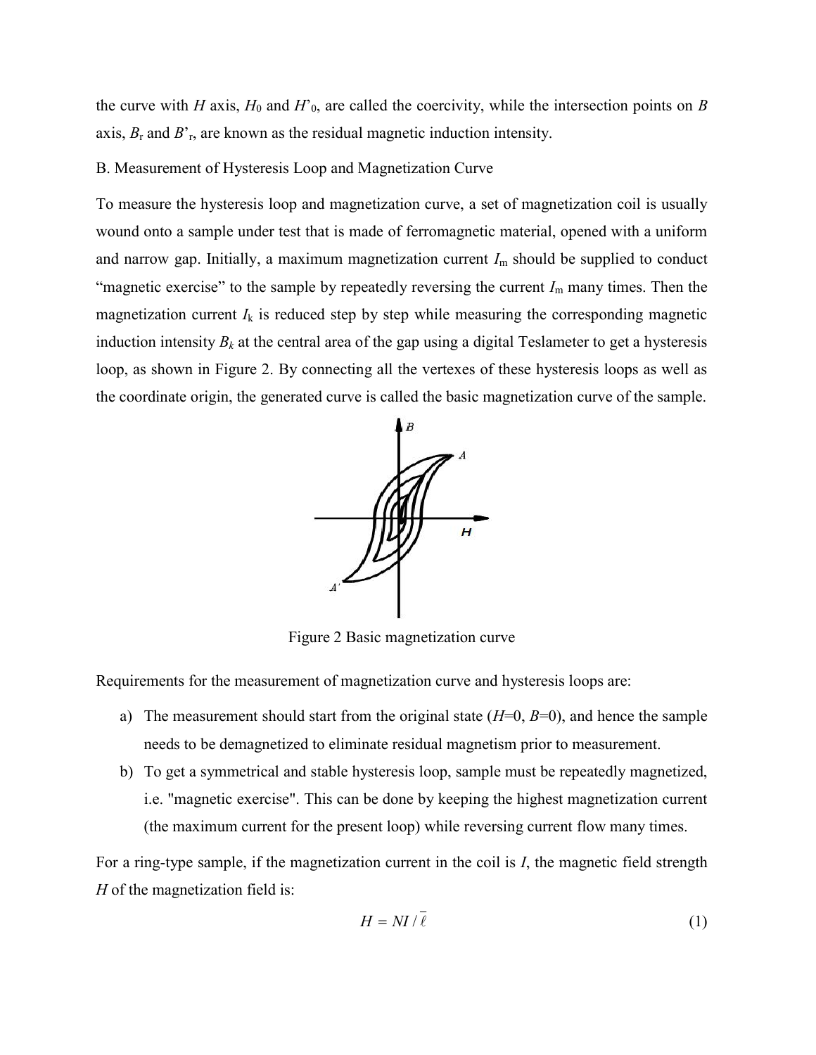the curve with $H$ axis, $H_0$ and $H'_0$, are called the coercivity, while the intersection points on $B$ axis, $B_r$ and $B'_r$, are known as the residual magnetic induction intensity.

B. Measurement of Hysteresis Loop and Magnetization Curve

To measure the hysteresis loop and magnetization curve, a set of magnetization coil is usually wound onto a sample under test that is made of ferromagnetic material, opened with a uniform and narrow gap. Initially, a maximum magnetization current $I_m$ should be supplied to conduct "magnetic exercise" to the sample by repeatedly reversing the current $I_m$ many times. Then the magnetization current $I_k$ is reduced step by step while measuring the corresponding magnetic induction intensity $B_k$ at the central area of the gap using a digital Teslameter to get a hysteresis loop, as shown in Figure 2. By connecting all the vertexes of these hysteresis loops as well as the coordinate origin, the generated curve is called the basic magnetization curve of the sample.

B

A

H

A'

Figure 2 Basic magnetization curve

Requirements for the measurement of magnetization curve and hysteresis loops are:

a) The measurement should start from the original state ($H$=0, $B$=0), and hence the sample needs to be demagnetized to eliminate residual magnetism prior to measurement.
b) To get a symmetrical and stable hysteresis loop, sample must be repeatedly magnetized, i.e. "magnetic exercise". This can be done by keeping the highest magnetization current (the maximum current for the present loop) while reversing current flow many times.

For a ring-type sample, if the magnetization current in the coil is $I$, the magnetic field strength $H$ of the magnetization field is:

$$H = NI / \overline{\ell} \tag{1}$$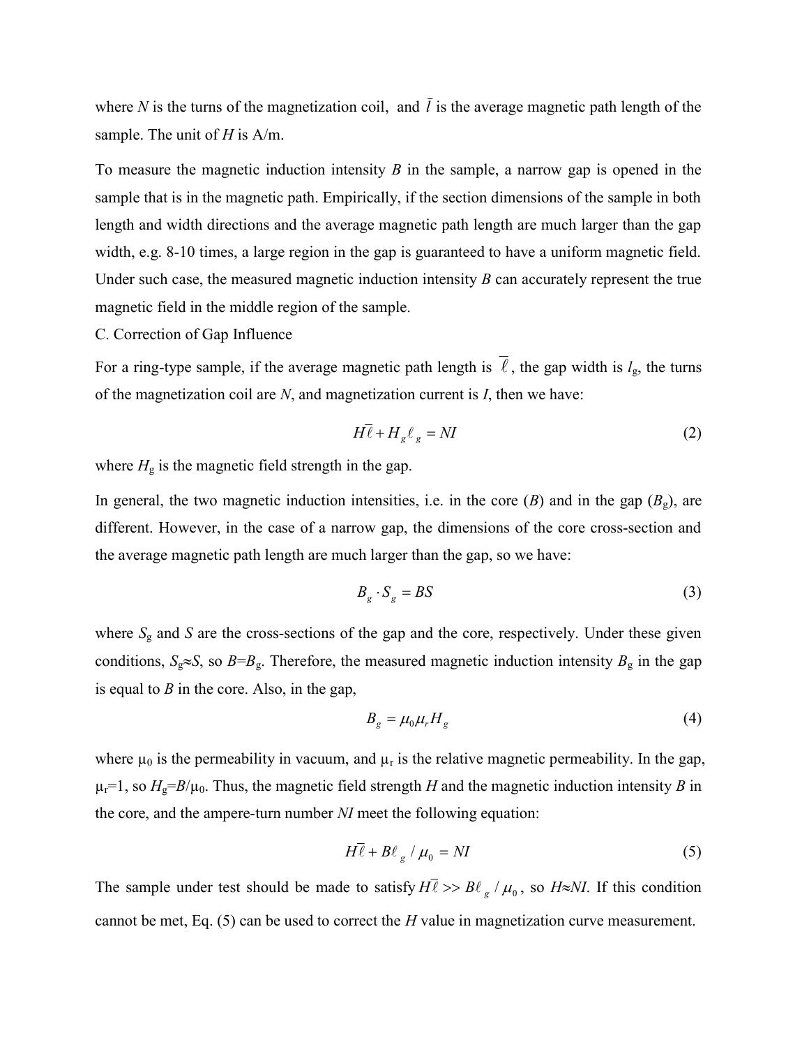where $N$ is the turns of the magnetization coil, and $\bar{l}$ is the average magnetic path length of the sample. The unit of $H$ is A/m.

To measure the magnetic induction intensity $B$ in the sample, a narrow gap is opened in the sample that is in the magnetic path. Empirically, if the section dimensions of the sample in both length and width directions and the average magnetic path length are much larger than the gap width, e.g. 8-10 times, a large region in the gap is guaranteed to have a uniform magnetic field. Under such case, the measured magnetic induction intensity $B$ can accurately represent the true magnetic field in the middle region of the sample.

C. Correction of Gap Influence

For a ring-type sample, if the average magnetic path length is $\bar{\ell}$, the gap width is $l_g$, the turns of the magnetization coil are $N$, and magnetization current is $I$, then we have:

$$H\bar{\ell} + H_g \ell_g = NI \tag{2}$$

where $H_g$ is the magnetic field strength in the gap.

In general, the two magnetic induction intensities, i.e. in the core ($B$) and in the gap ($B_g$), are different. However, in the case of a narrow gap, the dimensions of the core cross-section and the average magnetic path length are much larger than the gap, so we have:

$$B_g \cdot S_g = BS \tag{3}$$

where $S_g$ and $S$ are the cross-sections of the gap and the core, respectively. Under these given conditions, $S_g \approx S$, so $B = B_g$. Therefore, the measured magnetic induction intensity $B_g$ in the gap is equal to $B$ in the core. Also, in the gap,

$$B_g = \mu_0 \mu_r H_g \tag{4}$$

where $\mu_0$ is the permeability in vacuum, and $\mu_r$ is the relative magnetic permeability. In the gap, $\mu_r = 1$, so $H_g = B/\mu_0$. Thus, the magnetic field strength $H$ and the magnetic induction intensity $B$ in the core, and the ampere-turn number $NI$ meet the following equation:

$$H\bar{\ell} + B\ell_g / \mu_0 = NI \tag{5}$$

The sample under test should be made to satisfy $H\bar{\ell} >> B\ell_g / \mu_0$, so $H \approx NI$. If this condition cannot be met, Eq. (5) can be used to correct the $H$ value in magnetization curve measurement.